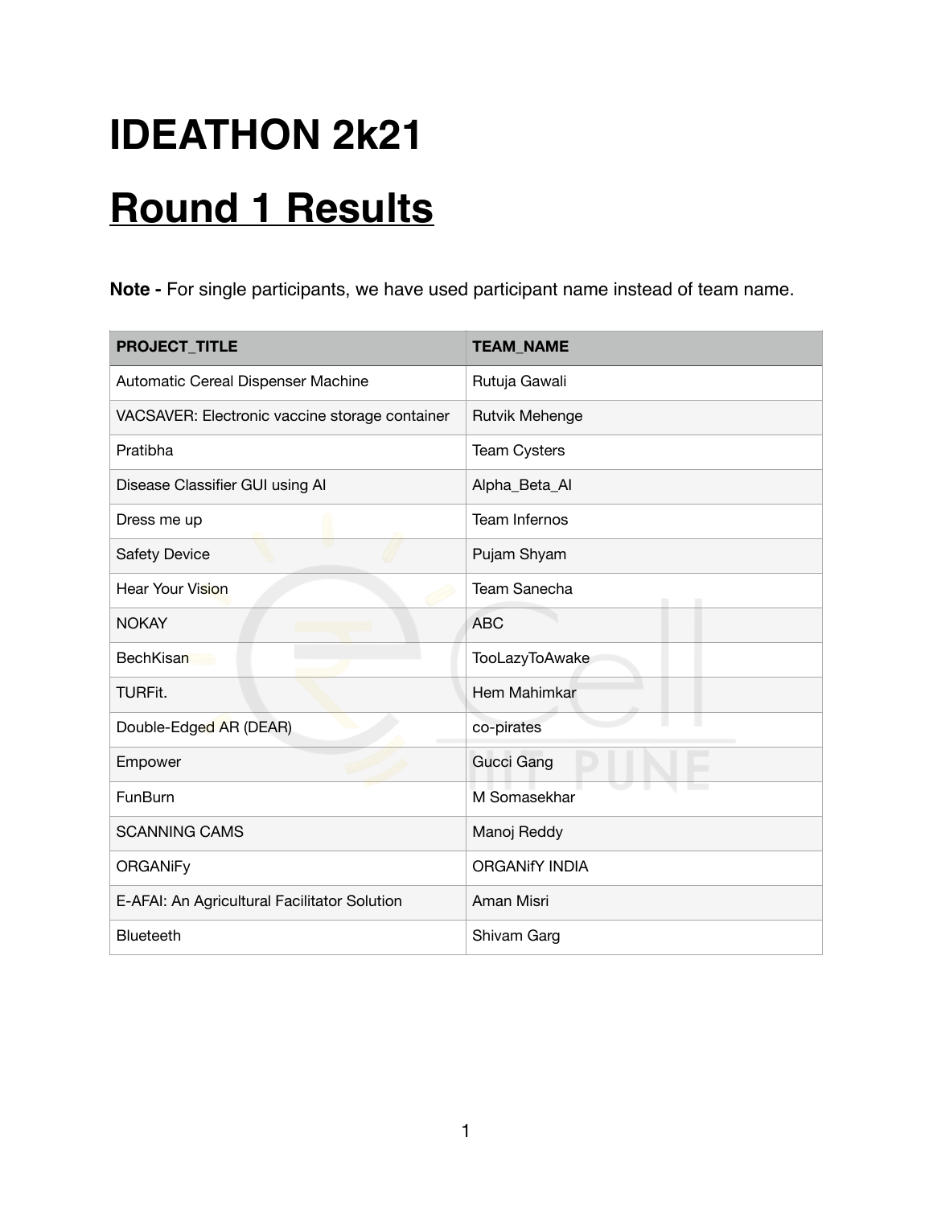# IDEATHON 2k21

# Round 1 Results

**Note -** For single participants, we have used participant name instead of team name.

| PROJECT_TITLE | TEAM_NAME |
|---|---|
| Automatic Cereal Dispenser Machine | Rutuja Gawali |
| VACSAVER: Electronic vaccine storage container | Rutvik Mehenge |
| Pratibha | Team Cysters |
| Disease Classifier GUI using AI | Alpha_Beta_AI |
| Dress me up | Team Infernos |
| Safety Device | Pujam Shyam |
| Hear Your Vision | Team Sanecha |
| NOKAY | ABC |
| BechKisan | TooLazyToAwake |
| TURFit. | Hem Mahimkar |
| Double-Edged AR (DEAR) | co-pirates |
| Empower | Gucci Gang |
| FunBurn | M Somasekhar |
| SCANNING CAMS | Manoj Reddy |
| ORGANiFy | ORGANifY INDIA |
| E-AFAI: An Agricultural Facilitator Solution | Aman Misri |
| Blueteeth | Shivam Garg |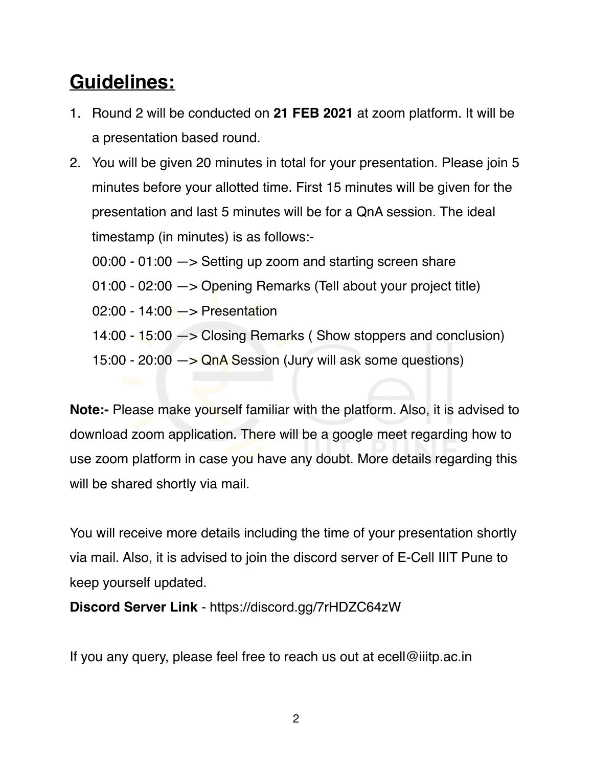## **Guidelines:**

1. Round 2 will be conducted on **21 FEB 2021** at zoom platform. It will be a presentation based round.
2. You will be given 20 minutes in total for your presentation. Please join 5 minutes before your allotted time. First 15 minutes will be given for the presentation and last 5 minutes will be for a QnA session. The ideal timestamp (in minutes) is as follows:-

   00:00 - 01:00 —> Setting up zoom and starting screen share

   01:00 - 02:00 —> Opening Remarks (Tell about your project title)

   02:00 - 14:00 —> Presentation

   14:00 - 15:00 —> Closing Remarks ( Show stoppers and conclusion)

   15:00 - 20:00 —> QnA Session (Jury will ask some questions)

**Note:-** Please make yourself familiar with the platform. Also, it is advised to download zoom application. There will be a google meet regarding how to use zoom platform in case you have any doubt. More details regarding this will be shared shortly via mail.

You will receive more details including the time of your presentation shortly via mail. Also, it is advised to join the discord server of E-Cell IIIT Pune to keep yourself updated.

**Discord Server Link** - https://discord.gg/7rHDZC64zW

If you any query, please feel free to reach us out at ecell@iiitp.ac.in